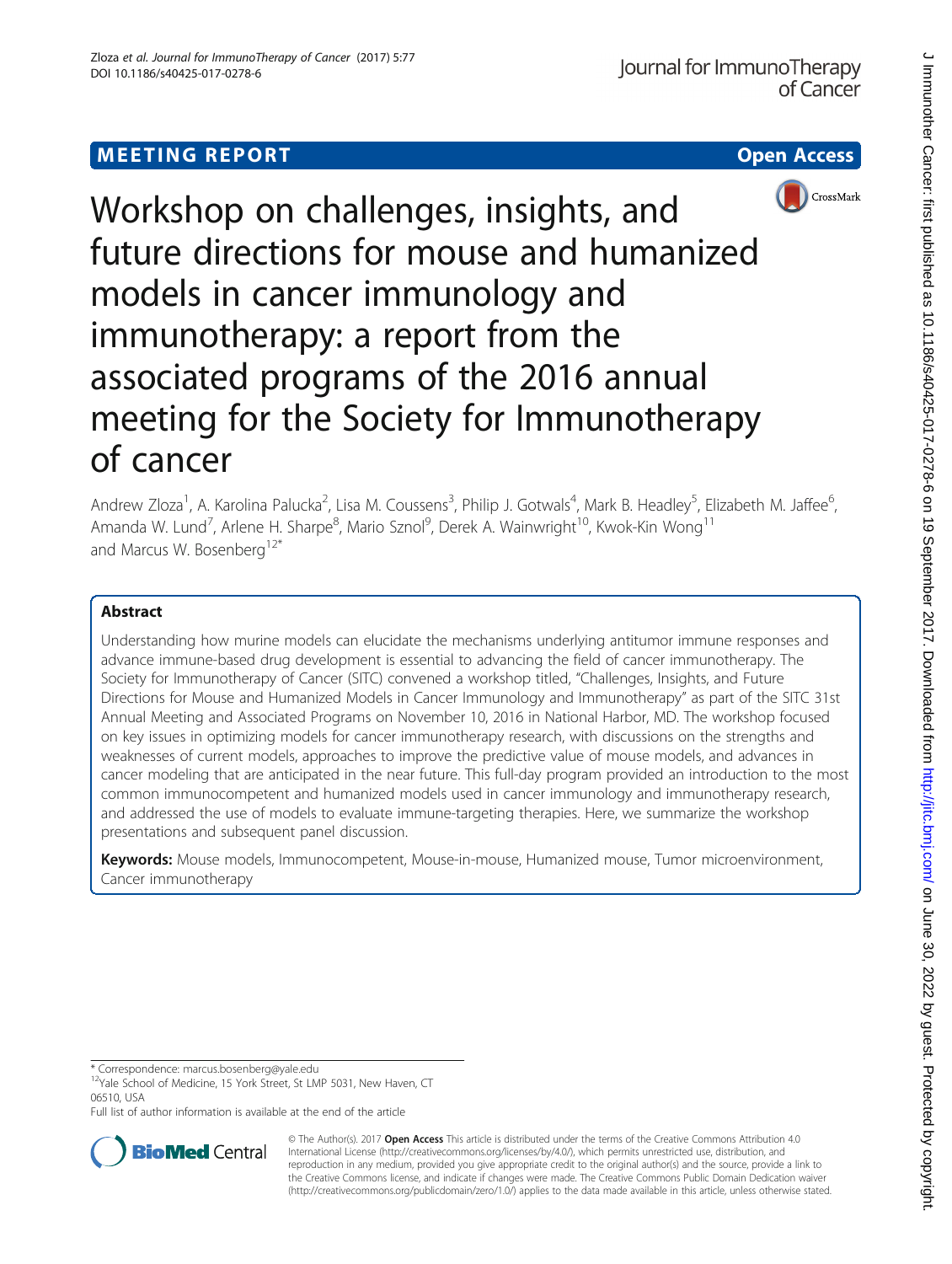MEETING REPORT

Open Access

# Workshop on challenges, insights, and future directions for mouse and humanized models in cancer immunology and immunotherapy: a report from the associated programs of the 2016 annual meeting for the Society for Immunotherapy of cancer

Andrew Zloza[1], A. Karolina Palucka[2], Lisa M. Coussens[3], Philip J. Gotwals[4], Mark B. Headley[5], Elizabeth M. Jaffee[6], Amanda W. Lund[7], Arlene H. Sharpe[8], Mario Sznol[9], Derek A. Wainwright[10], Kwok-Kin Wong[11] and Marcus W. Bosenberg[12*]

## Abstract

Understanding how murine models can elucidate the mechanisms underlying antitumor immune responses and advance immune-based drug development is essential to advancing the field of cancer immunotherapy. The Society for Immunotherapy of Cancer (SITC) convened a workshop titled, "Challenges, Insights, and Future Directions for Mouse and Humanized Models in Cancer Immunology and Immunotherapy" as part of the SITC 31st Annual Meeting and Associated Programs on November 10, 2016 in National Harbor, MD. The workshop focused on key issues in optimizing models for cancer immunotherapy research, with discussions on the strengths and weaknesses of current models, approaches to improve the predictive value of mouse models, and advances in cancer modeling that are anticipated in the near future. This full-day program provided an introduction to the most common immunocompetent and humanized models used in cancer immunology and immunotherapy research, and addressed the use of models to evaluate immune-targeting therapies. Here, we summarize the workshop presentations and subsequent panel discussion.

**Keywords:** Mouse models, Immunocompetent, Mouse-in-mouse, Humanized mouse, Tumor microenvironment, Cancer immunotherapy

\* Correspondence: marcus.bosenberg@yale.edu

[12]Yale School of Medicine, 15 York Street, St LMP 5031, New Haven, CT 06510, USA

Full list of author information is available at the end of the article

© The Author(s). 2017 **Open Access** This article is distributed under the terms of the Creative Commons Attribution 4.0 International License (http://creativecommons.org/licenses/by/4.0/), which permits unrestricted use, distribution, and reproduction in any medium, provided you give appropriate credit to the original author(s) and the source, provide a link to the Creative Commons license, and indicate if changes were made. The Creative Commons Public Domain Dedication waiver (http://creativecommons.org/publicdomain/zero/1.0/) applies to the data made available in this article, unless otherwise stated.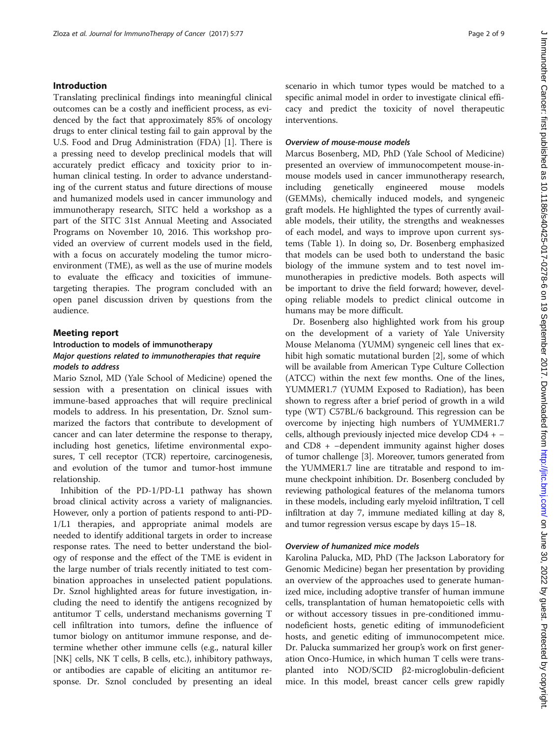## Introduction

Translating preclinical findings into meaningful clinical outcomes can be a costly and inefficient process, as evidenced by the fact that approximately 85% of oncology drugs to enter clinical testing fail to gain approval by the U.S. Food and Drug Administration (FDA) [1]. There is a pressing need to develop preclinical models that will accurately predict efficacy and toxicity prior to in-human clinical testing. In order to advance understanding of the current status and future directions of mouse and humanized models used in cancer immunology and immunotherapy research, SITC held a workshop as a part of the SITC 31st Annual Meeting and Associated Programs on November 10, 2016. This workshop provided an overview of current models used in the field, with a focus on accurately modeling the tumor microenvironment (TME), as well as the use of murine models to evaluate the efficacy and toxicities of immune-targeting therapies. The program concluded with an open panel discussion driven by questions from the audience.

## Meeting report

### Introduction to models of immunotherapy

#### *Major questions related to immunotherapies that require models to address*

Mario Sznol, MD (Yale School of Medicine) opened the session with a presentation on clinical issues with immune-based approaches that will require preclinical models to address. In his presentation, Dr. Sznol summarized the factors that contribute to development of cancer and can later determine the response to therapy, including host genetics, lifetime environmental exposures, T cell receptor (TCR) repertoire, carcinogenesis, and evolution of the tumor and tumor-host immune relationship.

Inhibition of the PD-1/PD-L1 pathway has shown broad clinical activity across a variety of malignancies. However, only a portion of patients respond to anti-PD-1/L1 therapies, and appropriate animal models are needed to identify additional targets in order to increase response rates. The need to better understand the biology of response and the effect of the TME is evident in the large number of trials recently initiated to test combination approaches in unselected patient populations. Dr. Sznol highlighted areas for future investigation, including the need to identify the antigens recognized by antitumor T cells, understand mechanisms governing T cell infiltration into tumors, define the influence of tumor biology on antitumor immune response, and determine whether other immune cells (e.g., natural killer [NK] cells, NK T cells, B cells, etc.), inhibitory pathways, or antibodies are capable of eliciting an antitumor response. Dr. Sznol concluded by presenting an ideal scenario in which tumor types would be matched to a specific animal model in order to investigate clinical efficacy and predict the toxicity of novel therapeutic interventions.

#### *Overview of mouse-mouse models*

Marcus Bosenberg, MD, PhD (Yale School of Medicine) presented an overview of immunocompetent mouse-in-mouse models used in cancer immunotherapy research, including genetically engineered mouse models (GEMMs), chemically induced models, and syngeneic graft models. He highlighted the types of currently available models, their utility, the strengths and weaknesses of each model, and ways to improve upon current systems (Table 1). In doing so, Dr. Bosenberg emphasized that models can be used both to understand the basic biology of the immune system and to test novel immunotherapies in predictive models. Both aspects will be important to drive the field forward; however, developing reliable models to predict clinical outcome in humans may be more difficult.

Dr. Bosenberg also highlighted work from his group on the development of a variety of Yale University Mouse Melanoma (YUMM) syngeneic cell lines that exhibit high somatic mutational burden [2], some of which will be available from American Type Culture Collection (ATCC) within the next few months. One of the lines, YUMMER1.7 (YUMM Exposed to Radiation), has been shown to regress after a brief period of growth in a wild type (WT) C57BL/6 background. This regression can be overcome by injecting high numbers of YUMMER1.7 cells, although previously injected mice develop CD4 + – and CD8 + –dependent immunity against higher doses of tumor challenge [3]. Moreover, tumors generated from the YUMMER1.7 line are titratable and respond to immune checkpoint inhibition. Dr. Bosenberg concluded by reviewing pathological features of the melanoma tumors in these models, including early myeloid infiltration, T cell infiltration at day 7, immune mediated killing at day 8, and tumor regression versus escape by days 15–18.

#### *Overview of humanized mice models*

Karolina Palucka, MD, PhD (The Jackson Laboratory for Genomic Medicine) began her presentation by providing an overview of the approaches used to generate humanized mice, including adoptive transfer of human immune cells, transplantation of human hematopoietic cells with or without accessory tissues in pre-conditioned immunodeficient hosts, genetic editing of immunodeficient hosts, and genetic editing of immunocompetent mice. Dr. Palucka summarized her group's work on first generation Onco-Humice, in which human T cells were transplanted into NOD/SCID β2-microglobulin-deficient mice. In this model, breast cancer cells grew rapidly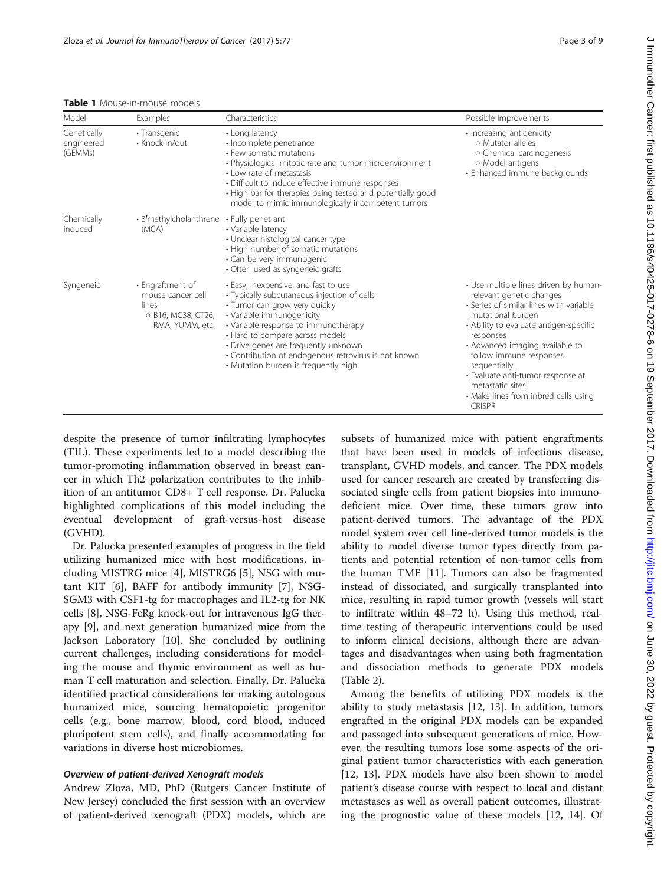**Table 1** Mouse-in-mouse models

| Model | Examples | Characteristics | Possible Improvements |
|---|---|---|---|
| Genetically engineered (GEMMs) | • Transgenic<br>• Knock-in/out | • Long latency<br>• Incomplete penetrance<br>• Few somatic mutations<br>• Physiological mitotic rate and tumor microenvironment<br>• Low rate of metastasis<br>• Difficult to induce effective immune responses<br>• High bar for therapies being tested and potentially good model to mimic immunologically incompetent tumors | • Increasing antigenicity<br>○ Mutator alleles<br>○ Chemical carcinogenesis<br>○ Model antigens<br>• Enhanced immune backgrounds |
| Chemically induced | • 3′methylcholanthrene (MCA) | • Fully penetrant<br>• Variable latency<br>• Unclear histological cancer type<br>• High number of somatic mutations<br>• Can be very immunogenic<br>• Often used as syngeneic grafts | |
| Syngeneic | • Engraftment of mouse cancer cell lines<br>○ B16, MC38, CT26, RMA, YUMM, etc. | • Easy, inexpensive, and fast to use<br>• Typically subcutaneous injection of cells<br>• Tumor can grow very quickly<br>• Variable immunogenicity<br>• Variable response to immunotherapy<br>• Hard to compare across models<br>• Drive genes are frequently unknown<br>• Contribution of endogenous retrovirus is not known<br>• Mutation burden is frequently high | • Use multiple lines driven by human-relevant genetic changes<br>• Series of similar lines with variable mutational burden<br>• Ability to evaluate antigen-specific responses<br>• Advanced imaging available to follow immune responses sequentially<br>• Evaluate anti-tumor response at metastatic sites<br>• Make lines from inbred cells using CRISPR |

despite the presence of tumor infiltrating lymphocytes (TIL). These experiments led to a model describing the tumor-promoting inflammation observed in breast cancer in which Th2 polarization contributes to the inhibition of an antitumor CD8+ T cell response. Dr. Palucka highlighted complications of this model including the eventual development of graft-versus-host disease (GVHD).

Dr. Palucka presented examples of progress in the field utilizing humanized mice with host modifications, including MISTRG mice [4], MISTRG6 [5], NSG with mutant KIT [6], BAFF for antibody immunity [7], NSG-SGM3 with CSF1-tg for macrophages and IL2-tg for NK cells [8], NSG-FcRg knock-out for intravenous IgG therapy [9], and next generation humanized mice from the Jackson Laboratory [10]. She concluded by outlining current challenges, including considerations for modeling the mouse and thymic environment as well as human T cell maturation and selection. Finally, Dr. Palucka identified practical considerations for making autologous humanized mice, sourcing hematopoietic progenitor cells (e.g., bone marrow, blood, cord blood, induced pluripotent stem cells), and finally accommodating for variations in diverse host microbiomes.

#### *Overview of patient-derived Xenograft models*

Andrew Zloza, MD, PhD (Rutgers Cancer Institute of New Jersey) concluded the first session with an overview of patient-derived xenograft (PDX) models, which are subsets of humanized mice with patient engraftments that have been used in models of infectious disease, transplant, GVHD models, and cancer. The PDX models used for cancer research are created by transferring dissociated single cells from patient biopsies into immunodeficient mice. Over time, these tumors grow into patient-derived tumors. The advantage of the PDX model system over cell line-derived tumor models is the ability to model diverse tumor types directly from patients and potential retention of non-tumor cells from the human TME [11]. Tumors can also be fragmented instead of dissociated, and surgically transplanted into mice, resulting in rapid tumor growth (vessels will start to infiltrate within 48–72 h). Using this method, real-time testing of therapeutic interventions could be used to inform clinical decisions, although there are advantages and disadvantages when using both fragmentation and dissociation methods to generate PDX models (Table 2).

Among the benefits of utilizing PDX models is the ability to study metastasis [12, 13]. In addition, tumors engrafted in the original PDX models can be expanded and passaged into subsequent generations of mice. However, the resulting tumors lose some aspects of the original patient tumor characteristics with each generation [12, 13]. PDX models have also been shown to model patient's disease course with respect to local and distant metastases as well as overall patient outcomes, illustrating the prognostic value of these models [12, 14]. Of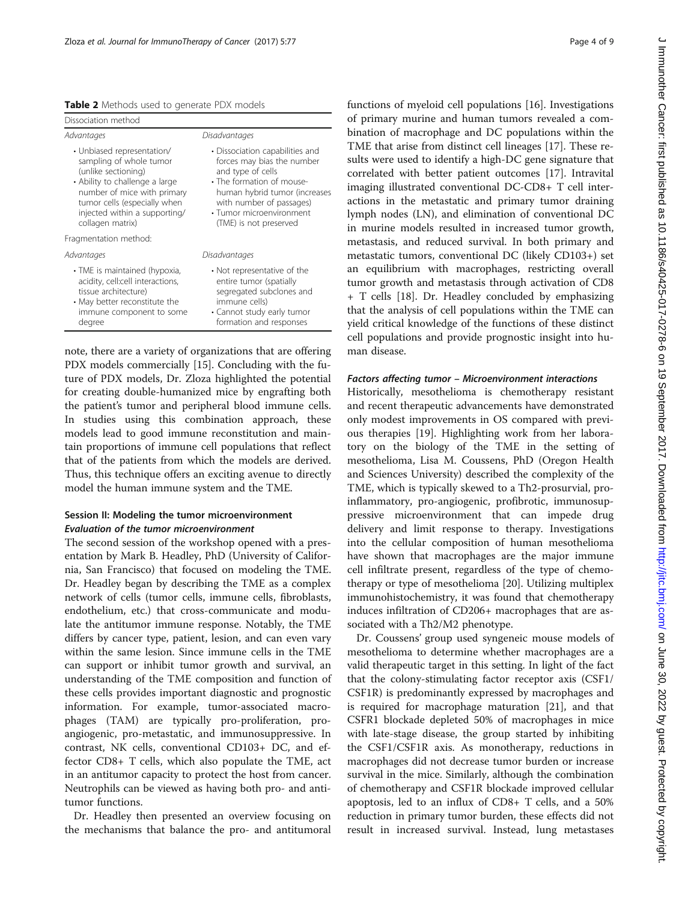**Table 2** Methods used to generate PDX models

| Dissociation method | |
|---|---|
| *Advantages* | *Disadvantages* |
| • Unbiased representation/sampling of whole tumor (unlike sectioning)<br>• Ability to challenge a large number of mice with primary tumor cells (especially when injected within a supporting/collagen matrix) | • Dissociation capabilities and forces may bias the number and type of cells<br>• The formation of mouse-human hybrid tumor (increases with number of passages)<br>• Tumor microenvironment (TME) is not preserved |
| Fragmentation method: | |
| *Advantages* | *Disadvantages* |
| • TME is maintained (hypoxia, acidity, cell:cell interactions, tissue architecture)<br>• May better reconstitute the immune component to some degree | • Not representative of the entire tumor (spatially segregated subclones and immune cells)<br>• Cannot study early tumor formation and responses |

note, there are a variety of organizations that are offering PDX models commercially [15]. Concluding with the future of PDX models, Dr. Zloza highlighted the potential for creating double-humanized mice by engrafting both the patient's tumor and peripheral blood immune cells. In studies using this combination approach, these models lead to good immune reconstitution and maintain proportions of immune cell populations that reflect that of the patients from which the models are derived. Thus, this technique offers an exciting avenue to directly model the human immune system and the TME.

## Session II: Modeling the tumor microenvironment

### *Evaluation of the tumor microenvironment*

The second session of the workshop opened with a presentation by Mark B. Headley, PhD (University of California, San Francisco) that focused on modeling the TME. Dr. Headley began by describing the TME as a complex network of cells (tumor cells, immune cells, fibroblasts, endothelium, etc.) that cross-communicate and modulate the antitumor immune response. Notably, the TME differs by cancer type, patient, lesion, and can even vary within the same lesion. Since immune cells in the TME can support or inhibit tumor growth and survival, an understanding of the TME composition and function of these cells provides important diagnostic and prognostic information. For example, tumor-associated macrophages (TAM) are typically pro-proliferation, pro-angiogenic, pro-metastatic, and immunosuppressive. In contrast, NK cells, conventional CD103+ DC, and effector CD8+ T cells, which also populate the TME, act in an antitumor capacity to protect the host from cancer. Neutrophils can be viewed as having both pro- and antitumor functions.

Dr. Headley then presented an overview focusing on the mechanisms that balance the pro- and antitumoral functions of myeloid cell populations [16]. Investigations of primary murine and human tumors revealed a combination of macrophage and DC populations within the TME that arise from distinct cell lineages [17]. These results were used to identify a high-DC gene signature that correlated with better patient outcomes [17]. Intravital imaging illustrated conventional DC-CD8+ T cell interactions in the metastatic and primary tumor draining lymph nodes (LN), and elimination of conventional DC in murine models resulted in increased tumor growth, metastasis, and reduced survival. In both primary and metastatic tumors, conventional DC (likely CD103+) set an equilibrium with macrophages, restricting overall tumor growth and metastasis through activation of CD8 + T cells [18]. Dr. Headley concluded by emphasizing that the analysis of cell populations within the TME can yield critical knowledge of the functions of these distinct cell populations and provide prognostic insight into human disease.

### *Factors affecting tumor – Microenvironment interactions*

Historically, mesothelioma is chemotherapy resistant and recent therapeutic advancements have demonstrated only modest improvements in OS compared with previous therapies [19]. Highlighting work from her laboratory on the biology of the TME in the setting of mesothelioma, Lisa M. Coussens, PhD (Oregon Health and Sciences University) described the complexity of the TME, which is typically skewed to a Th2-prosurvial, pro-inflammatory, pro-angiogenic, profibrotic, immunosuppressive microenvironment that can impede drug delivery and limit response to therapy. Investigations into the cellular composition of human mesothelioma have shown that macrophages are the major immune cell infiltrate present, regardless of the type of chemotherapy or type of mesothelioma [20]. Utilizing multiplex immunohistochemistry, it was found that chemotherapy induces infiltration of CD206+ macrophages that are associated with a Th2/M2 phenotype.

Dr. Coussens' group used syngeneic mouse models of mesothelioma to determine whether macrophages are a valid therapeutic target in this setting. In light of the fact that the colony-stimulating factor receptor axis (CSF1/CSF1R) is predominantly expressed by macrophages and is required for macrophage maturation [21], and that CSFR1 blockade depleted 50% of macrophages in mice with late-stage disease, the group started by inhibiting the CSF1/CSF1R axis. As monotherapy, reductions in macrophages did not decrease tumor burden or increase survival in the mice. Similarly, although the combination of chemotherapy and CSF1R blockade improved cellular apoptosis, led to an influx of CD8+ T cells, and a 50% reduction in primary tumor burden, these effects did not result in increased survival. Instead, lung metastases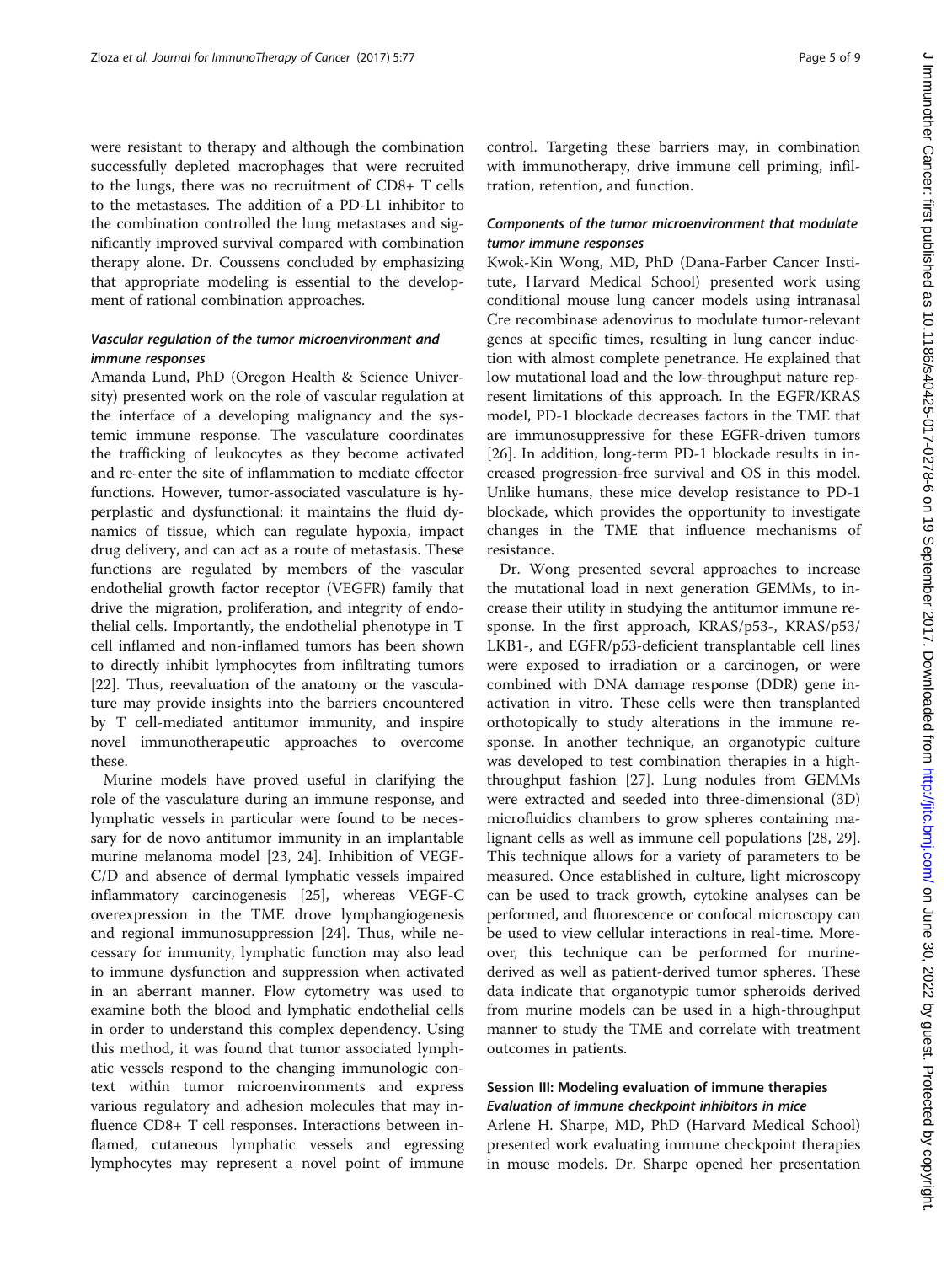were resistant to therapy and although the combination successfully depleted macrophages that were recruited to the lungs, there was no recruitment of CD8+ T cells to the metastases. The addition of a PD-L1 inhibitor to the combination controlled the lung metastases and significantly improved survival compared with combination therapy alone. Dr. Coussens concluded by emphasizing that appropriate modeling is essential to the development of rational combination approaches.

### *Vascular regulation of the tumor microenvironment and immune responses*

Amanda Lund, PhD (Oregon Health & Science University) presented work on the role of vascular regulation at the interface of a developing malignancy and the systemic immune response. The vasculature coordinates the trafficking of leukocytes as they become activated and re-enter the site of inflammation to mediate effector functions. However, tumor-associated vasculature is hyperplastic and dysfunctional: it maintains the fluid dynamics of tissue, which can regulate hypoxia, impact drug delivery, and can act as a route of metastasis. These functions are regulated by members of the vascular endothelial growth factor receptor (VEGFR) family that drive the migration, proliferation, and integrity of endothelial cells. Importantly, the endothelial phenotype in T cell inflamed and non-inflamed tumors has been shown to directly inhibit lymphocytes from infiltrating tumors [22]. Thus, reevaluation of the anatomy or the vasculature may provide insights into the barriers encountered by T cell-mediated antitumor immunity, and inspire novel immunotherapeutic approaches to overcome these.

Murine models have proved useful in clarifying the role of the vasculature during an immune response, and lymphatic vessels in particular were found to be necessary for de novo antitumor immunity in an implantable murine melanoma model [23, 24]. Inhibition of VEGF-C/D and absence of dermal lymphatic vessels impaired inflammatory carcinogenesis [25], whereas VEGF-C overexpression in the TME drove lymphangiogenesis and regional immunosuppression [24]. Thus, while necessary for immunity, lymphatic function may also lead to immune dysfunction and suppression when activated in an aberrant manner. Flow cytometry was used to examine both the blood and lymphatic endothelial cells in order to understand this complex dependency. Using this method, it was found that tumor associated lymphatic vessels respond to the changing immunologic context within tumor microenvironments and express various regulatory and adhesion molecules that may influence CD8+ T cell responses. Interactions between inflamed, cutaneous lymphatic vessels and egressing lymphocytes may represent a novel point of immune control. Targeting these barriers may, in combination with immunotherapy, drive immune cell priming, infiltration, retention, and function.

### *Components of the tumor microenvironment that modulate tumor immune responses*

Kwok-Kin Wong, MD, PhD (Dana-Farber Cancer Institute, Harvard Medical School) presented work using conditional mouse lung cancer models using intranasal Cre recombinase adenovirus to modulate tumor-relevant genes at specific times, resulting in lung cancer induction with almost complete penetrance. He explained that low mutational load and the low-throughput nature represent limitations of this approach. In the EGFR/KRAS model, PD-1 blockade decreases factors in the TME that are immunosuppressive for these EGFR-driven tumors [26]. In addition, long-term PD-1 blockade results in increased progression-free survival and OS in this model. Unlike humans, these mice develop resistance to PD-1 blockade, which provides the opportunity to investigate changes in the TME that influence mechanisms of resistance.

Dr. Wong presented several approaches to increase the mutational load in next generation GEMMs, to increase their utility in studying the antitumor immune response. In the first approach, KRAS/p53-, KRAS/p53/LKB1-, and EGFR/p53-deficient transplantable cell lines were exposed to irradiation or a carcinogen, or were combined with DNA damage response (DDR) gene inactivation in vitro. These cells were then transplanted orthotopically to study alterations in the immune response. In another technique, an organotypic culture was developed to test combination therapies in a high-throughput fashion [27]. Lung nodules from GEMMs were extracted and seeded into three-dimensional (3D) microfluidics chambers to grow spheres containing malignant cells as well as immune cell populations [28, 29]. This technique allows for a variety of parameters to be measured. Once established in culture, light microscopy can be used to track growth, cytokine analyses can be performed, and fluorescence or confocal microscopy can be used to view cellular interactions in real-time. Moreover, this technique can be performed for murine-derived as well as patient-derived tumor spheres. These data indicate that organotypic tumor spheroids derived from murine models can be used in a high-throughput manner to study the TME and correlate with treatment outcomes in patients.

## Session III: Modeling evaluation of immune therapies

### *Evaluation of immune checkpoint inhibitors in mice*

Arlene H. Sharpe, MD, PhD (Harvard Medical School) presented work evaluating immune checkpoint therapies in mouse models. Dr. Sharpe opened her presentation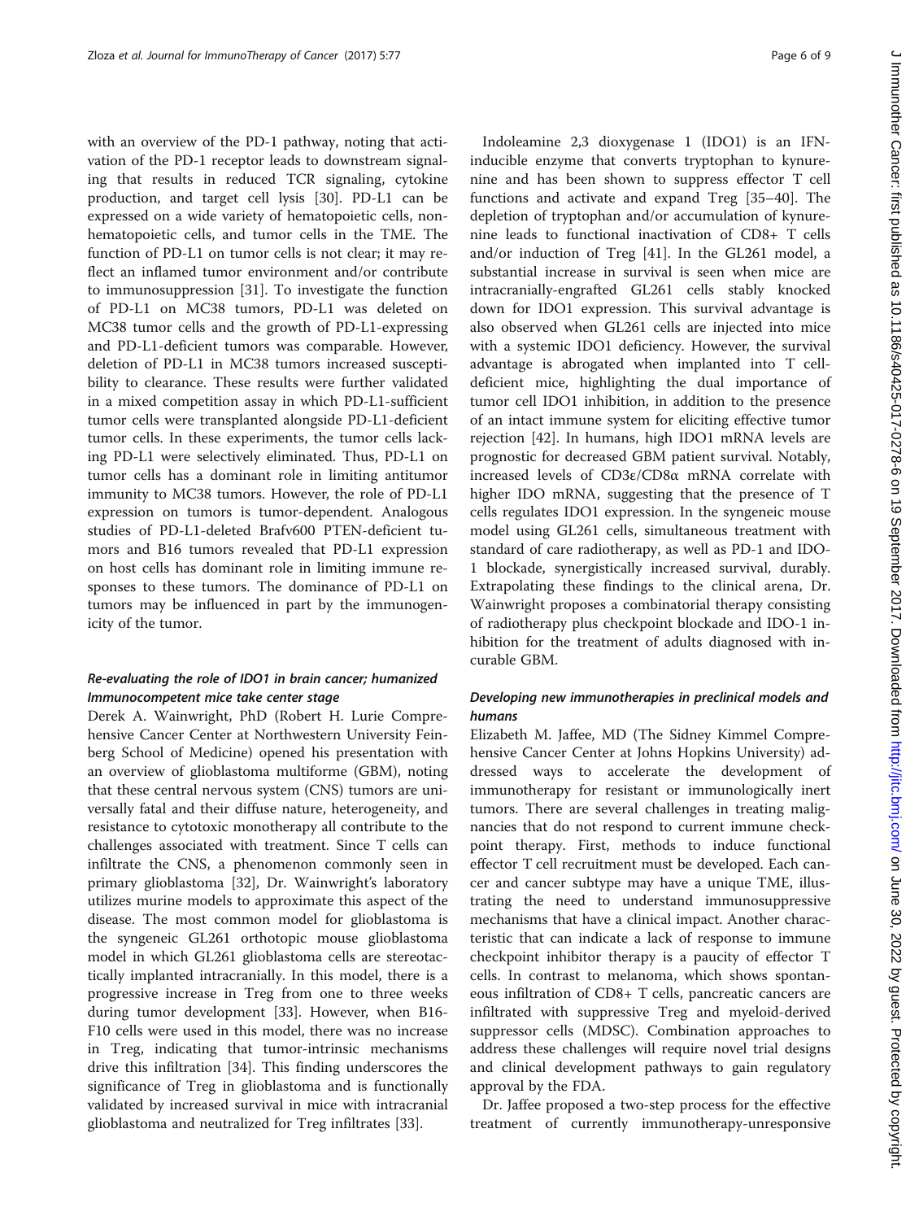with an overview of the PD-1 pathway, noting that activation of the PD-1 receptor leads to downstream signaling that results in reduced TCR signaling, cytokine production, and target cell lysis [30]. PD-L1 can be expressed on a wide variety of hematopoietic cells, non-hematopoietic cells, and tumor cells in the TME. The function of PD-L1 on tumor cells is not clear; it may reflect an inflamed tumor environment and/or contribute to immunosuppression [31]. To investigate the function of PD-L1 on MC38 tumors, PD-L1 was deleted on MC38 tumor cells and the growth of PD-L1-expressing and PD-L1-deficient tumors was comparable. However, deletion of PD-L1 in MC38 tumors increased susceptibility to clearance. These results were further validated in a mixed competition assay in which PD-L1-sufficient tumor cells were transplanted alongside PD-L1-deficient tumor cells. In these experiments, the tumor cells lacking PD-L1 were selectively eliminated. Thus, PD-L1 on tumor cells has a dominant role in limiting antitumor immunity to MC38 tumors. However, the role of PD-L1 expression on tumors is tumor-dependent. Analogous studies of PD-L1-deleted Brafv600 PTEN-deficient tumors and B16 tumors revealed that PD-L1 expression on host cells has dominant role in limiting immune responses to these tumors. The dominance of PD-L1 on tumors may be influenced in part by the immunogenicity of the tumor.

### *Re-evaluating the role of IDO1 in brain cancer; humanized Immunocompetent mice take center stage*

Derek A. Wainwright, PhD (Robert H. Lurie Comprehensive Cancer Center at Northwestern University Feinberg School of Medicine) opened his presentation with an overview of glioblastoma multiforme (GBM), noting that these central nervous system (CNS) tumors are universally fatal and their diffuse nature, heterogeneity, and resistance to cytotoxic monotherapy all contribute to the challenges associated with treatment. Since T cells can infiltrate the CNS, a phenomenon commonly seen in primary glioblastoma [32], Dr. Wainwright's laboratory utilizes murine models to approximate this aspect of the disease. The most common model for glioblastoma is the syngeneic GL261 orthotopic mouse glioblastoma model in which GL261 glioblastoma cells are stereotactically implanted intracranially. In this model, there is a progressive increase in Treg from one to three weeks during tumor development [33]. However, when B16-F10 cells were used in this model, there was no increase in Treg, indicating that tumor-intrinsic mechanisms drive this infiltration [34]. This finding underscores the significance of Treg in glioblastoma and is functionally validated by increased survival in mice with intracranial glioblastoma and neutralized for Treg infiltrates [33].

Indoleamine 2,3 dioxygenase 1 (IDO1) is an IFN-inducible enzyme that converts tryptophan to kynurenine and has been shown to suppress effector T cell functions and activate and expand Treg [35–40]. The depletion of tryptophan and/or accumulation of kynurenine leads to functional inactivation of CD8+ T cells and/or induction of Treg [41]. In the GL261 model, a substantial increase in survival is seen when mice are intracranially-engrafted GL261 cells stably knocked down for IDO1 expression. This survival advantage is also observed when GL261 cells are injected into mice with a systemic IDO1 deficiency. However, the survival advantage is abrogated when implanted into T cell-deficient mice, highlighting the dual importance of tumor cell IDO1 inhibition, in addition to the presence of an intact immune system for eliciting effective tumor rejection [42]. In humans, high IDO1 mRNA levels are prognostic for decreased GBM patient survival. Notably, increased levels of CD3ε/CD8α mRNA correlate with higher IDO mRNA, suggesting that the presence of T cells regulates IDO1 expression. In the syngeneic mouse model using GL261 cells, simultaneous treatment with standard of care radiotherapy, as well as PD-1 and IDO-1 blockade, synergistically increased survival, durably. Extrapolating these findings to the clinical arena, Dr. Wainwright proposes a combinatorial therapy consisting of radiotherapy plus checkpoint blockade and IDO-1 inhibition for the treatment of adults diagnosed with incurable GBM.

### *Developing new immunotherapies in preclinical models and humans*

Elizabeth M. Jaffee, MD (The Sidney Kimmel Comprehensive Cancer Center at Johns Hopkins University) addressed ways to accelerate the development of immunotherapy for resistant or immunologically inert tumors. There are several challenges in treating malignancies that do not respond to current immune checkpoint therapy. First, methods to induce functional effector T cell recruitment must be developed. Each cancer and cancer subtype may have a unique TME, illustrating the need to understand immunosuppressive mechanisms that have a clinical impact. Another characteristic that can indicate a lack of response to immune checkpoint inhibitor therapy is a paucity of effector T cells. In contrast to melanoma, which shows spontaneous infiltration of CD8+ T cells, pancreatic cancers are infiltrated with suppressive Treg and myeloid-derived suppressor cells (MDSC). Combination approaches to address these challenges will require novel trial designs and clinical development pathways to gain regulatory approval by the FDA.

Dr. Jaffee proposed a two-step process for the effective treatment of currently immunotherapy-unresponsive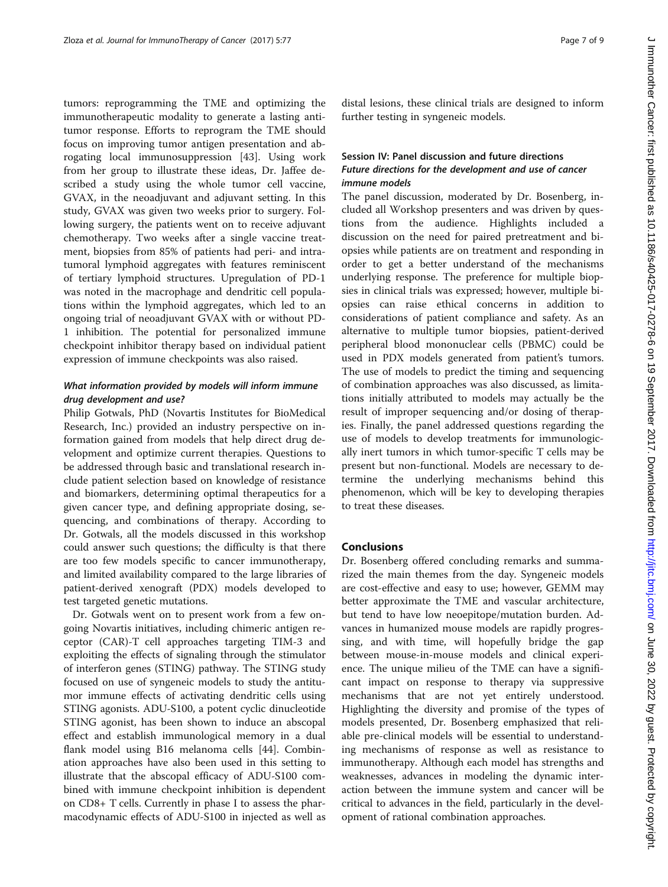tumors: reprogramming the TME and optimizing the immunotherapeutic modality to generate a lasting anti-tumor response. Efforts to reprogram the TME should focus on improving tumor antigen presentation and abrogating local immunosuppression [43]. Using work from her group to illustrate these ideas, Dr. Jaffee described a study using the whole tumor cell vaccine, GVAX, in the neoadjuvant and adjuvant setting. In this study, GVAX was given two weeks prior to surgery. Following surgery, the patients went on to receive adjuvant chemotherapy. Two weeks after a single vaccine treatment, biopsies from 85% of patients had peri- and intratumoral lymphoid aggregates with features reminiscent of tertiary lymphoid structures. Upregulation of PD-1 was noted in the macrophage and dendritic cell populations within the lymphoid aggregates, which led to an ongoing trial of neoadjuvant GVAX with or without PD-1 inhibition. The potential for personalized immune checkpoint inhibitor therapy based on individual patient expression of immune checkpoints was also raised.

### *What information provided by models will inform immune drug development and use?*

Philip Gotwals, PhD (Novartis Institutes for BioMedical Research, Inc.) provided an industry perspective on information gained from models that help direct drug development and optimize current therapies. Questions to be addressed through basic and translational research include patient selection based on knowledge of resistance and biomarkers, determining optimal therapeutics for a given cancer type, and defining appropriate dosing, sequencing, and combinations of therapy. According to Dr. Gotwals, all the models discussed in this workshop could answer such questions; the difficulty is that there are too few models specific to cancer immunotherapy, and limited availability compared to the large libraries of patient-derived xenograft (PDX) models developed to test targeted genetic mutations.

Dr. Gotwals went on to present work from a few ongoing Novartis initiatives, including chimeric antigen receptor (CAR)-T cell approaches targeting TIM-3 and exploiting the effects of signaling through the stimulator of interferon genes (STING) pathway. The STING study focused on use of syngeneic models to study the antitumor immune effects of activating dendritic cells using STING agonists. ADU-S100, a potent cyclic dinucleotide STING agonist, has been shown to induce an abscopal effect and establish immunological memory in a dual flank model using B16 melanoma cells [44]. Combination approaches have also been used in this setting to illustrate that the abscopal efficacy of ADU-S100 combined with immune checkpoint inhibition is dependent on CD8+ T cells. Currently in phase I to assess the pharmacodynamic effects of ADU-S100 in injected as well as distal lesions, these clinical trials are designed to inform further testing in syngeneic models.

## Session IV: Panel discussion and future directions

### *Future directions for the development and use of cancer immune models*

The panel discussion, moderated by Dr. Bosenberg, included all Workshop presenters and was driven by questions from the audience. Highlights included a discussion on the need for paired pretreatment and biopsies while patients are on treatment and responding in order to get a better understand of the mechanisms underlying response. The preference for multiple biopsies in clinical trials was expressed; however, multiple biopsies can raise ethical concerns in addition to considerations of patient compliance and safety. As an alternative to multiple tumor biopsies, patient-derived peripheral blood mononuclear cells (PBMC) could be used in PDX models generated from patient's tumors. The use of models to predict the timing and sequencing of combination approaches was also discussed, as limitations initially attributed to models may actually be the result of improper sequencing and/or dosing of therapies. Finally, the panel addressed questions regarding the use of models to develop treatments for immunologically inert tumors in which tumor-specific T cells may be present but non-functional. Models are necessary to determine the underlying mechanisms behind this phenomenon, which will be key to developing therapies to treat these diseases.

## Conclusions

Dr. Bosenberg offered concluding remarks and summarized the main themes from the day. Syngeneic models are cost-effective and easy to use; however, GEMM may better approximate the TME and vascular architecture, but tend to have low neoepitope/mutation burden. Advances in humanized mouse models are rapidly progressing, and with time, will hopefully bridge the gap between mouse-in-mouse models and clinical experience. The unique milieu of the TME can have a significant impact on response to therapy via suppressive mechanisms that are not yet entirely understood. Highlighting the diversity and promise of the types of models presented, Dr. Bosenberg emphasized that reliable pre-clinical models will be essential to understanding mechanisms of response as well as resistance to immunotherapy. Although each model has strengths and weaknesses, advances in modeling the dynamic interaction between the immune system and cancer will be critical to advances in the field, particularly in the development of rational combination approaches.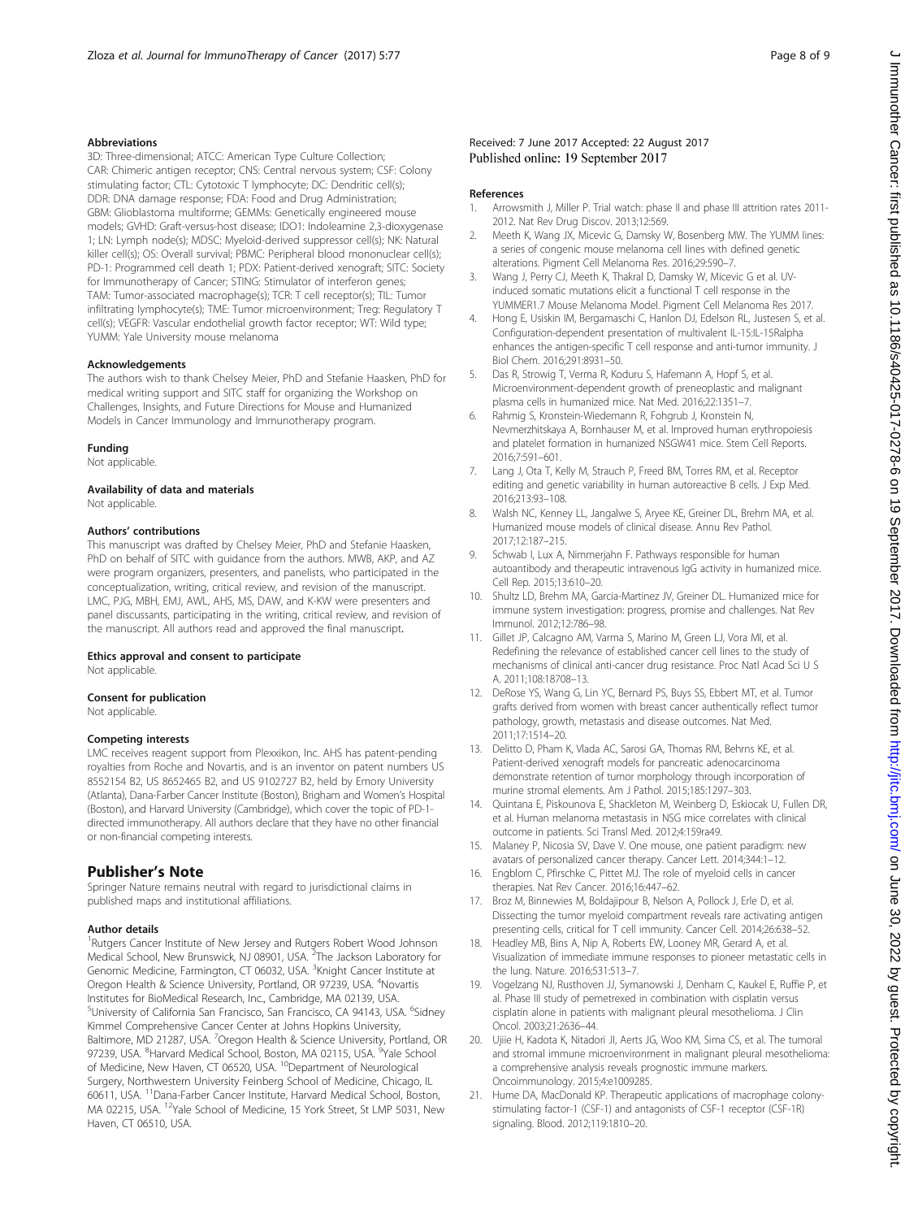#### Abbreviations

3D: Three-dimensional; ATCC: American Type Culture Collection; CAR: Chimeric antigen receptor; CNS: Central nervous system; CSF: Colony stimulating factor; CTL: Cytotoxic T lymphocyte; DC: Dendritic cell(s); DDR: DNA damage response; FDA: Food and Drug Administration; GBM: Glioblastoma multiforme; GEMMs: Genetically engineered mouse models; GVHD: Graft-versus-host disease; IDO1: Indoleamine 2,3-dioxygenase 1; LN: Lymph node(s); MDSC: Myeloid-derived suppressor cell(s); NK: Natural killer cell(s); OS: Overall survival; PBMC: Peripheral blood mononuclear cell(s); PD-1: Programmed cell death 1; PDX: Patient-derived xenograft; SITC: Society for Immunotherapy of Cancer; STING: Stimulator of interferon genes; TAM: Tumor-associated macrophage(s); TCR: T cell receptor(s); TIL: Tumor infiltrating lymphocyte(s); TME: Tumor microenvironment; Treg: Regulatory T cell(s); VEGFR: Vascular endothelial growth factor receptor; WT: Wild type; YUMM: Yale University mouse melanoma

#### Acknowledgements

The authors wish to thank Chelsey Meier, PhD and Stefanie Haasken, PhD for medical writing support and SITC staff for organizing the Workshop on Challenges, Insights, and Future Directions for Mouse and Humanized Models in Cancer Immunology and Immunotherapy program.

#### Funding

Not applicable.

#### Availability of data and materials

Not applicable.

#### Authors' contributions

This manuscript was drafted by Chelsey Meier, PhD and Stefanie Haasken, PhD on behalf of SITC with guidance from the authors. MWB, AKP, and AZ were program organizers, presenters, and panelists, who participated in the conceptualization, writing, critical review, and revision of the manuscript. LMC, PJG, MBH, EMJ, AWL, AHS, MS, DAW, and K-KW were presenters and panel discussants, participating in the writing, critical review, and revision of the manuscript. All authors read and approved the final manuscript.

#### Ethics approval and consent to participate

Not applicable.

#### Consent for publication

Not applicable.

#### Competing interests

LMC receives reagent support from Plexxikon, Inc. AHS has patent-pending royalties from Roche and Novartis, and is an inventor on patent numbers US 8552154 B2, US 8652465 B2, and US 9102727 B2, held by Emory University (Atlanta), Dana-Farber Cancer Institute (Boston), Brigham and Women's Hospital (Boston), and Harvard University (Cambridge), which cover the topic of PD-1-directed immunotherapy. All authors declare that they have no other financial or non-financial competing interests.

## Publisher's Note

Springer Nature remains neutral with regard to jurisdictional claims in published maps and institutional affiliations.

#### Author details

[1]Rutgers Cancer Institute of New Jersey and Rutgers Robert Wood Johnson Medical School, New Brunswick, NJ 08901, USA. [2]The Jackson Laboratory for Genomic Medicine, Farmington, CT 06032, USA. [3]Knight Cancer Institute at Oregon Health & Science University, Portland, OR 97239, USA. [4]Novartis Institutes for BioMedical Research, Inc., Cambridge, MA 02139, USA. [5]University of California San Francisco, San Francisco, CA 94143, USA. [6]Sidney Kimmel Comprehensive Cancer Center at Johns Hopkins University, Baltimore, MD 21287, USA. [7]Oregon Health & Science University, Portland, OR 97239, USA. [8]Harvard Medical School, Boston, MA 02115, USA. [9]Yale School of Medicine, New Haven, CT 06520, USA. [10]Department of Neurological Surgery, Northwestern University Feinberg School of Medicine, Chicago, IL 60611, USA. [11]Dana-Farber Cancer Institute, Harvard Medical School, Boston, MA 02215, USA. [12]Yale School of Medicine, 15 York Street, St LMP 5031, New Haven, CT 06510, USA.

Received: 7 June 2017 Accepted: 22 August 2017
Published online: 19 September 2017

#### References

1. Arrowsmith J, Miller P. Trial watch: phase II and phase III attrition rates 2011-2012. Nat Rev Drug Discov. 2013;12:569.
2. Meeth K, Wang JX, Micevic G, Damsky W, Bosenberg MW. The YUMM lines: a series of congenic mouse melanoma cell lines with defined genetic alterations. Pigment Cell Melanoma Res. 2016;29:590–7.
3. Wang J, Perry CJ, Meeth K, Thakral D, Damsky W, Micevic G et al. UV-induced somatic mutations elicit a functional T cell response in the YUMMER1.7 Mouse Melanoma Model. Pigment Cell Melanoma Res 2017.
4. Hong E, Usiskin IM, Bergamaschi C, Hanlon DJ, Edelson RL, Justesen S, et al. Configuration-dependent presentation of multivalent IL-15:IL-15Ralpha enhances the antigen-specific T cell response and anti-tumor immunity. J Biol Chem. 2016;291:8931–50.
5. Das R, Strowig T, Verma R, Koduru S, Hafemann A, Hopf S, et al. Microenvironment-dependent growth of preneoplastic and malignant plasma cells in humanized mice. Nat Med. 2016;22:1351–7.
6. Rahmig S, Kronstein-Wiedemann R, Fohgrub J, Kronstein N, Nevmerzhitskaya A, Bornhauser M, et al. Improved human erythropoiesis and platelet formation in humanized NSGW41 mice. Stem Cell Reports. 2016;7:591–601.
7. Lang J, Ota T, Kelly M, Strauch P, Freed BM, Torres RM, et al. Receptor editing and genetic variability in human autoreactive B cells. J Exp Med. 2016;213:93–108.
8. Walsh NC, Kenney LL, Jangalwe S, Aryee KE, Greiner DL, Brehm MA, et al. Humanized mouse models of clinical disease. Annu Rev Pathol. 2017;12:187–215.
9. Schwab I, Lux A, Nimmerjahn F. Pathways responsible for human autoantibody and therapeutic intravenous IgG activity in humanized mice. Cell Rep. 2015;13:610–20.
10. Shultz LD, Brehm MA, Garcia-Martinez JV, Greiner DL. Humanized mice for immune system investigation: progress, promise and challenges. Nat Rev Immunol. 2012;12:786–98.
11. Gillet JP, Calcagno AM, Varma S, Marino M, Green LJ, Vora MI, et al. Redefining the relevance of established cancer cell lines to the study of mechanisms of clinical anti-cancer drug resistance. Proc Natl Acad Sci U S A. 2011;108:18708–13.
12. DeRose YS, Wang G, Lin YC, Bernard PS, Buys SS, Ebbert MT, et al. Tumor grafts derived from women with breast cancer authentically reflect tumor pathology, growth, metastasis and disease outcomes. Nat Med. 2011;17:1514–20.
13. Delitto D, Pham K, Vlada AC, Sarosi GA, Thomas RM, Behrns KE, et al. Patient-derived xenograft models for pancreatic adenocarcinoma demonstrate retention of tumor morphology through incorporation of murine stromal elements. Am J Pathol. 2015;185:1297–303.
14. Quintana E, Piskounova E, Shackleton M, Weinberg D, Eskiocak U, Fullen DR, et al. Human melanoma metastasis in NSG mice correlates with clinical outcome in patients. Sci Transl Med. 2012;4:159ra49.
15. Malaney P, Nicosia SV, Dave V. One mouse, one patient paradigm: new avatars of personalized cancer therapy. Cancer Lett. 2014;344:1–12.
16. Engblom C, Pfirschke C, Pittet MJ. The role of myeloid cells in cancer therapies. Nat Rev Cancer. 2016;16:447–62.
17. Broz M, Binnewies M, Boldajipour B, Nelson A, Pollock J, Erle D, et al. Dissecting the tumor myeloid compartment reveals rare activating antigen presenting cells, critical for T cell immunity. Cancer Cell. 2014;26:638–52.
18. Headley MB, Bins A, Nip A, Roberts EW, Looney MR, Gerard A, et al. Visualization of immediate immune responses to pioneer metastatic cells in the lung. Nature. 2016;531:513–7.
19. Vogelzang NJ, Rusthoven JJ, Symanowski J, Denham C, Kaukel E, Ruffie P, et al. Phase III study of pemetrexed in combination with cisplatin versus cisplatin alone in patients with malignant pleural mesothelioma. J Clin Oncol. 2003;21:2636–44.
20. Ujiie H, Kadota K, Nitadori JI, Aerts JG, Woo KM, Sima CS, et al. The tumoral and stromal immune microenvironment in malignant pleural mesothelioma: a comprehensive analysis reveals prognostic immune markers. Oncoimmunology. 2015;4:e1009285.
21. Hume DA, MacDonald KP. Therapeutic applications of macrophage colony-stimulating factor-1 (CSF-1) and antagonists of CSF-1 receptor (CSF-1R) signaling. Blood. 2012;119:1810–20.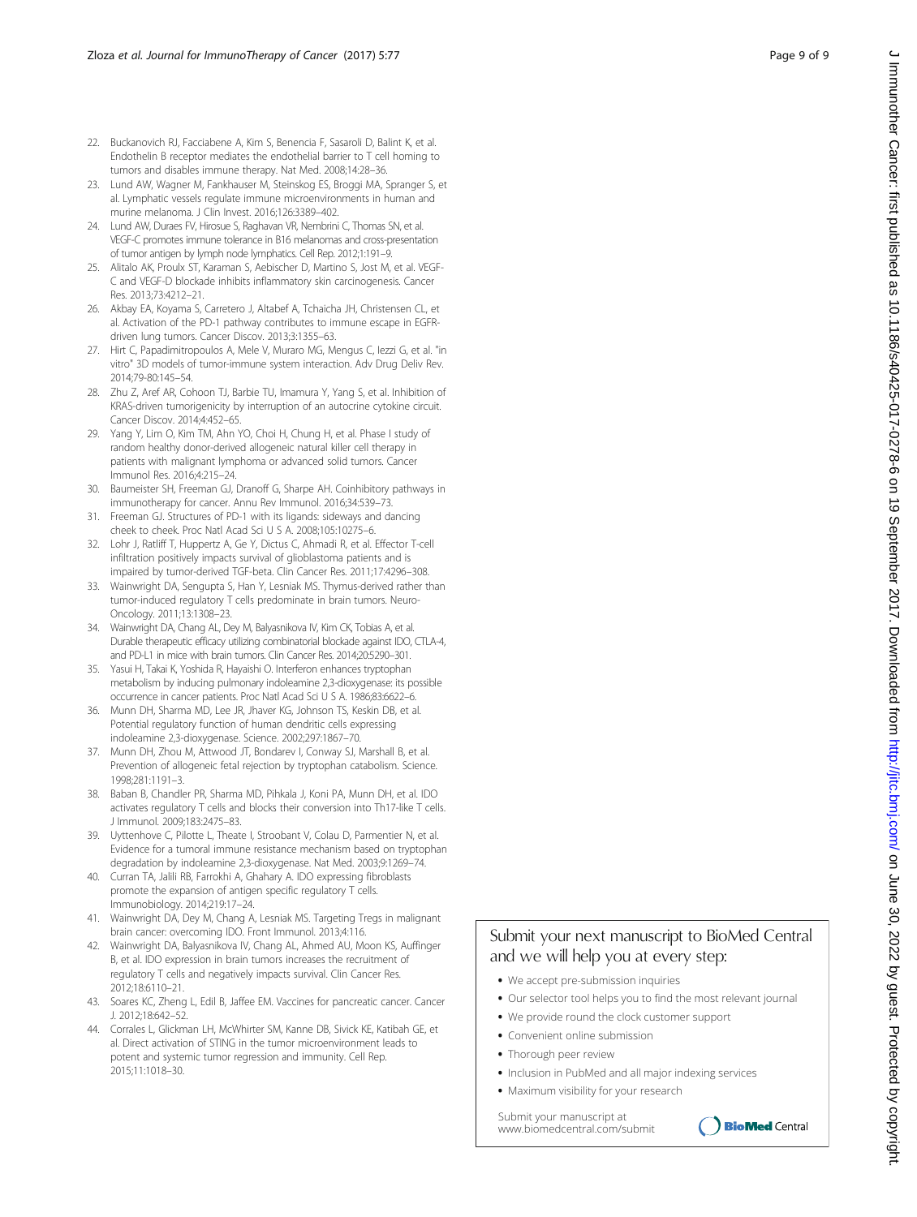22. Buckanovich RJ, Facciabene A, Kim S, Benencia F, Sasaroli D, Balint K, et al. Endothelin B receptor mediates the endothelial barrier to T cell homing to tumors and disables immune therapy. Nat Med. 2008;14:28–36.
23. Lund AW, Wagner M, Fankhauser M, Steinskog ES, Broggi MA, Spranger S, et al. Lymphatic vessels regulate immune microenvironments in human and murine melanoma. J Clin Invest. 2016;126:3389–402.
24. Lund AW, Duraes FV, Hirosue S, Raghavan VR, Nembrini C, Thomas SN, et al. VEGF-C promotes immune tolerance in B16 melanomas and cross-presentation of tumor antigen by lymph node lymphatics. Cell Rep. 2012;1:191–9.
25. Alitalo AK, Proulx ST, Karaman S, Aebischer D, Martino S, Jost M, et al. VEGF-C and VEGF-D blockade inhibits inflammatory skin carcinogenesis. Cancer Res. 2013;73:4212–21.
26. Akbay EA, Koyama S, Carretero J, Altabef A, Tchaicha JH, Christensen CL, et al. Activation of the PD-1 pathway contributes to immune escape in EGFR-driven lung tumors. Cancer Discov. 2013;3:1355–63.
27. Hirt C, Papadimitropoulos A, Mele V, Muraro MG, Mengus C, Iezzi G, et al. "in vitro" 3D models of tumor-immune system interaction. Adv Drug Deliv Rev. 2014;79-80:145–54.
28. Zhu Z, Aref AR, Cohoon TJ, Barbie TU, Imamura Y, Yang S, et al. Inhibition of KRAS-driven tumorigenicity by interruption of an autocrine cytokine circuit. Cancer Discov. 2014;4:452–65.
29. Yang Y, Lim O, Kim TM, Ahn YO, Choi H, Chung H, et al. Phase I study of random healthy donor-derived allogeneic natural killer cell therapy in patients with malignant lymphoma or advanced solid tumors. Cancer Immunol Res. 2016;4:215–24.
30. Baumeister SH, Freeman GJ, Dranoff G, Sharpe AH. Coinhibitory pathways in immunotherapy for cancer. Annu Rev Immunol. 2016;34:539–73.
31. Freeman GJ. Structures of PD-1 with its ligands: sideways and dancing cheek to cheek. Proc Natl Acad Sci U S A. 2008;105:10275–6.
32. Lohr J, Ratliff T, Huppertz A, Ge Y, Dictus C, Ahmadi R, et al. Effector T-cell infiltration positively impacts survival of glioblastoma patients and is impaired by tumor-derived TGF-beta. Clin Cancer Res. 2011;17:4296–308.
33. Wainwright DA, Sengupta S, Han Y, Lesniak MS. Thymus-derived rather than tumor-induced regulatory T cells predominate in brain tumors. Neuro-Oncology. 2011;13:1308–23.
34. Wainwright DA, Chang AL, Dey M, Balyasnikova IV, Kim CK, Tobias A, et al. Durable therapeutic efficacy utilizing combinatorial blockade against IDO, CTLA-4, and PD-L1 in mice with brain tumors. Clin Cancer Res. 2014;20:5290–301.
35. Yasui H, Takai K, Yoshida R, Hayaishi O. Interferon enhances tryptophan metabolism by inducing pulmonary indoleamine 2,3-dioxygenase: its possible occurrence in cancer patients. Proc Natl Acad Sci U S A. 1986;83:6622–6.
36. Munn DH, Sharma MD, Lee JR, Jhaver KG, Johnson TS, Keskin DB, et al. Potential regulatory function of human dendritic cells expressing indoleamine 2,3-dioxygenase. Science. 2002;297:1867–70.
37. Munn DH, Zhou M, Attwood JT, Bondarev I, Conway SJ, Marshall B, et al. Prevention of allogeneic fetal rejection by tryptophan catabolism. Science. 1998;281:1191–3.
38. Baban B, Chandler PR, Sharma MD, Pihkala J, Koni PA, Munn DH, et al. IDO activates regulatory T cells and blocks their conversion into Th17-like T cells. J Immunol. 2009;183:2475–83.
39. Uyttenhove C, Pilotte L, Theate I, Stroobant V, Colau D, Parmentier N, et al. Evidence for a tumoral immune resistance mechanism based on tryptophan degradation by indoleamine 2,3-dioxygenase. Nat Med. 2003;9:1269–74.
40. Curran TA, Jalili RB, Farrokhi A, Ghahary A. IDO expressing fibroblasts promote the expansion of antigen specific regulatory T cells. Immunobiology. 2014;219:17–24.
41. Wainwright DA, Dey M, Chang A, Lesniak MS. Targeting Tregs in malignant brain cancer: overcoming IDO. Front Immunol. 2013;4:116.
42. Wainwright DA, Balyasnikova IV, Chang AL, Ahmed AU, Moon KS, Auffinger B, et al. IDO expression in brain tumors increases the recruitment of regulatory T cells and negatively impacts survival. Clin Cancer Res. 2012;18:6110–21.
43. Soares KC, Zheng L, Edil B, Jaffee EM. Vaccines for pancreatic cancer. Cancer J. 2012;18:642–52.
44. Corrales L, Glickman LH, McWhirter SM, Kanne DB, Sivick KE, Katibah GE, et al. Direct activation of STING in the tumor microenvironment leads to potent and systemic tumor regression and immunity. Cell Rep. 2015;11:1018–30.

Submit your next manuscript to BioMed Central and we will help you at every step:

- We accept pre-submission inquiries
- Our selector tool helps you to find the most relevant journal
- We provide round the clock customer support
- Convenient online submission
- Thorough peer review
- Inclusion in PubMed and all major indexing services
- Maximum visibility for your research

Submit your manuscript at www.biomedcentral.com/submit

BioMed Central

J Immunother Cancer: first published as 10.1186/s40425-017-0278-6 on 19 September 2017. Downloaded from http://jitc.bmj.com/ on June 30, 2022 by guest. Protected by copyright.